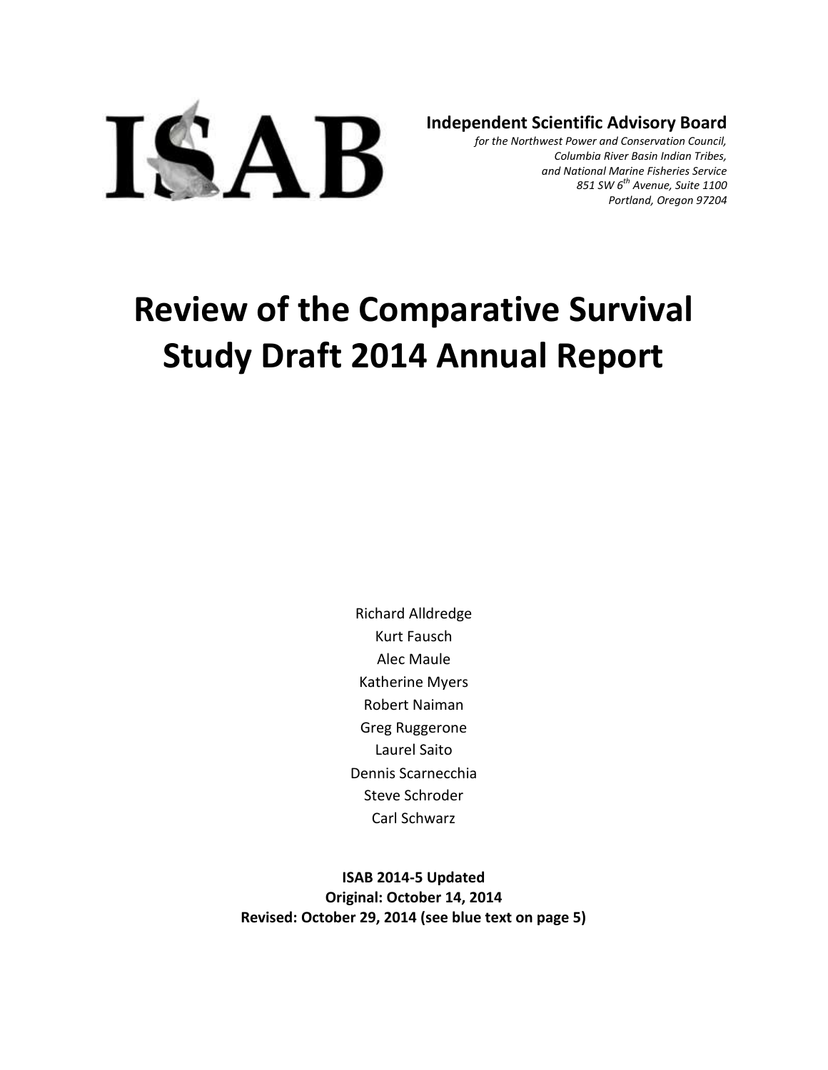ISAB

**Independent Scientific Advisory Board**

*for the Northwest Power and Conservation Council,*
*Columbia River Basin Indian Tribes,*
*and National Marine Fisheries Service*
*851 SW 6th Avenue, Suite 1100*
*Portland, Oregon 97204*

# Review of the Comparative Survival Study Draft 2014 Annual Report

Richard Alldredge
Kurt Fausch
Alec Maule
Katherine Myers
Robert Naiman
Greg Ruggerone
Laurel Saito
Dennis Scarnecchia
Steve Schroder
Carl Schwarz

**ISAB 2014-5 Updated**
**Original: October 14, 2014**
**Revised: October 29, 2014 (see blue text on page 5)**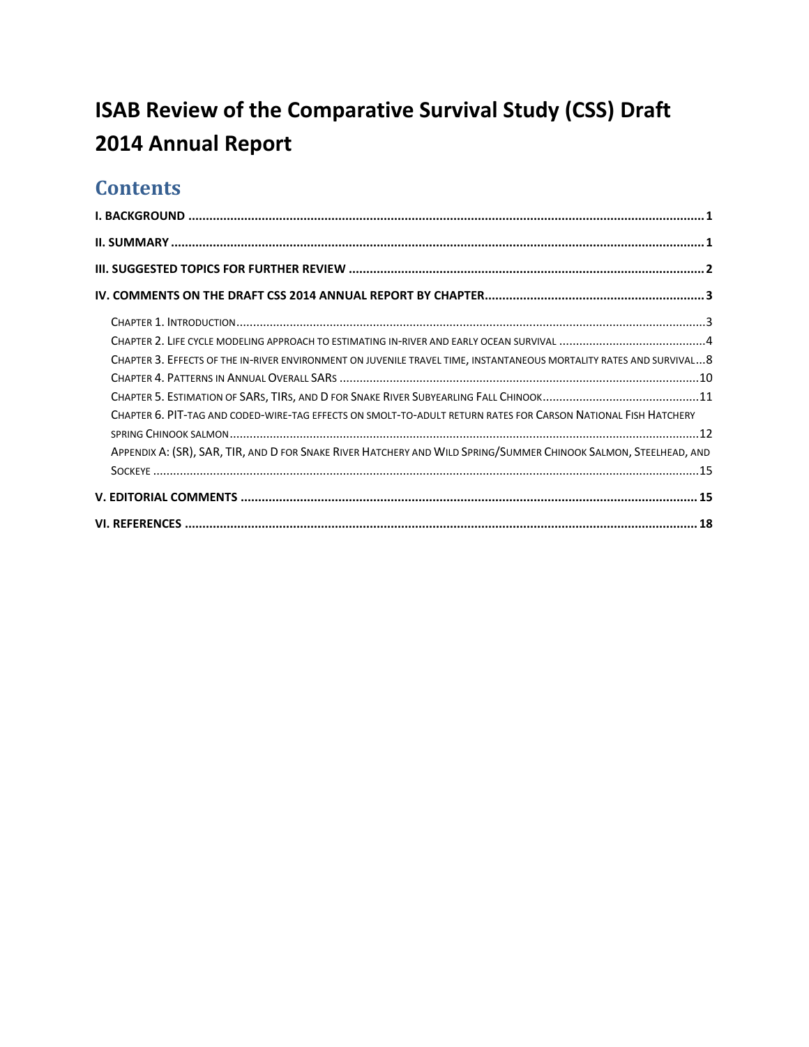# ISAB Review of the Comparative Survival Study (CSS) Draft 2014 Annual Report

## Contents

I. BACKGROUND ..... 1

II. SUMMARY ..... 1

III. SUGGESTED TOPICS FOR FURTHER REVIEW ..... 2

IV. COMMENTS ON THE DRAFT CSS 2014 ANNUAL REPORT BY CHAPTER ..... 3

- CHAPTER 1. INTRODUCTION ..... 3
- CHAPTER 2. LIFE CYCLE MODELING APPROACH TO ESTIMATING IN-RIVER AND EARLY OCEAN SURVIVAL ..... 4
- CHAPTER 3. EFFECTS OF THE IN-RIVER ENVIRONMENT ON JUVENILE TRAVEL TIME, INSTANTANEOUS MORTALITY RATES AND SURVIVAL ..... 8
- CHAPTER 4. PATTERNS IN ANNUAL OVERALL SARS ..... 10
- CHAPTER 5. ESTIMATION OF SARS, TIRS, AND D FOR SNAKE RIVER SUBYEARLING FALL CHINOOK ..... 11
- CHAPTER 6. PIT-TAG AND CODED-WIRE-TAG EFFECTS ON SMOLT-TO-ADULT RETURN RATES FOR CARSON NATIONAL FISH HATCHERY SPRING CHINOOK SALMON ..... 12
- APPENDIX A: (SR), SAR, TIR, AND D FOR SNAKE RIVER HATCHERY AND WILD SPRING/SUMMER CHINOOK SALMON, STEELHEAD, AND SOCKEYE ..... 15

V. EDITORIAL COMMENTS ..... 15

VI. REFERENCES ..... 18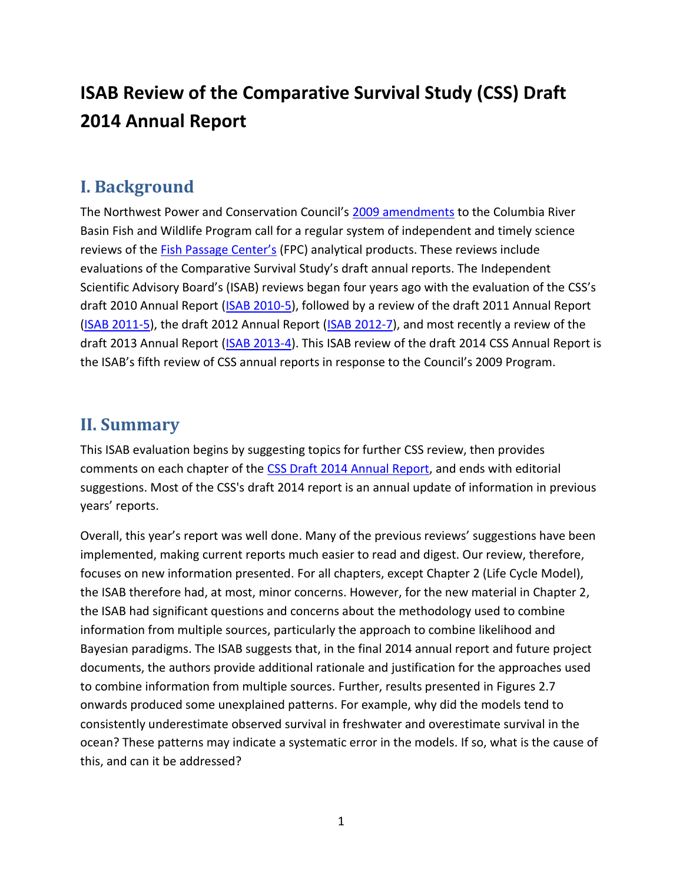# ISAB Review of the Comparative Survival Study (CSS) Draft 2014 Annual Report

## I. Background

The Northwest Power and Conservation Council's 2009 amendments to the Columbia River Basin Fish and Wildlife Program call for a regular system of independent and timely science reviews of the Fish Passage Center's (FPC) analytical products. These reviews include evaluations of the Comparative Survival Study's draft annual reports. The Independent Scientific Advisory Board's (ISAB) reviews began four years ago with the evaluation of the CSS's draft 2010 Annual Report (ISAB 2010-5), followed by a review of the draft 2011 Annual Report (ISAB 2011-5), the draft 2012 Annual Report (ISAB 2012-7), and most recently a review of the draft 2013 Annual Report (ISAB 2013-4). This ISAB review of the draft 2014 CSS Annual Report is the ISAB's fifth review of CSS annual reports in response to the Council's 2009 Program.

## II. Summary

This ISAB evaluation begins by suggesting topics for further CSS review, then provides comments on each chapter of the CSS Draft 2014 Annual Report, and ends with editorial suggestions. Most of the CSS's draft 2014 report is an annual update of information in previous years' reports.

Overall, this year's report was well done. Many of the previous reviews' suggestions have been implemented, making current reports much easier to read and digest. Our review, therefore, focuses on new information presented. For all chapters, except Chapter 2 (Life Cycle Model), the ISAB therefore had, at most, minor concerns. However, for the new material in Chapter 2, the ISAB had significant questions and concerns about the methodology used to combine information from multiple sources, particularly the approach to combine likelihood and Bayesian paradigms. The ISAB suggests that, in the final 2014 annual report and future project documents, the authors provide additional rationale and justification for the approaches used to combine information from multiple sources. Further, results presented in Figures 2.7 onwards produced some unexplained patterns. For example, why did the models tend to consistently underestimate observed survival in freshwater and overestimate survival in the ocean? These patterns may indicate a systematic error in the models. If so, what is the cause of this, and can it be addressed?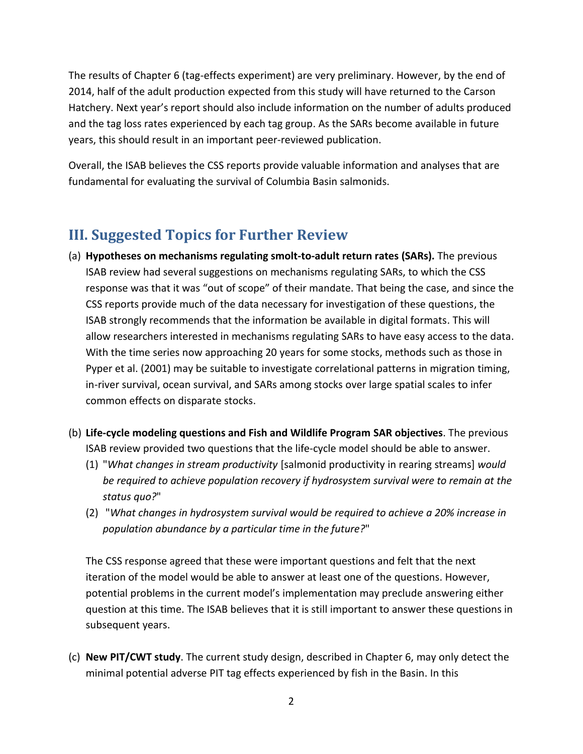The results of Chapter 6 (tag-effects experiment) are very preliminary. However, by the end of 2014, half of the adult production expected from this study will have returned to the Carson Hatchery. Next year's report should also include information on the number of adults produced and the tag loss rates experienced by each tag group. As the SARs become available in future years, this should result in an important peer-reviewed publication.

Overall, the ISAB believes the CSS reports provide valuable information and analyses that are fundamental for evaluating the survival of Columbia Basin salmonids.

## III. Suggested Topics for Further Review

(a) **Hypotheses on mechanisms regulating smolt-to-adult return rates (SARs).** The previous ISAB review had several suggestions on mechanisms regulating SARs, to which the CSS response was that it was "out of scope" of their mandate. That being the case, and since the CSS reports provide much of the data necessary for investigation of these questions, the ISAB strongly recommends that the information be available in digital formats. This will allow researchers interested in mechanisms regulating SARs to have easy access to the data. With the time series now approaching 20 years for some stocks, methods such as those in Pyper et al. (2001) may be suitable to investigate correlational patterns in migration timing, in-river survival, ocean survival, and SARs among stocks over large spatial scales to infer common effects on disparate stocks.

(b) **Life-cycle modeling questions and Fish and Wildlife Program SAR objectives**. The previous ISAB review provided two questions that the life-cycle model should be able to answer.

   (1) "*What changes in stream productivity* [salmonid productivity in rearing streams] *would be required to achieve population recovery if hydrosystem survival were to remain at the status quo?*"

   (2) "*What changes in hydrosystem survival would be required to achieve a 20% increase in population abundance by a particular time in the future?*"

   The CSS response agreed that these were important questions and felt that the next iteration of the model would be able to answer at least one of the questions. However, potential problems in the current model's implementation may preclude answering either question at this time. The ISAB believes that it is still important to answer these questions in subsequent years.

(c) **New PIT/CWT study**. The current study design, described in Chapter 6, may only detect the minimal potential adverse PIT tag effects experienced by fish in the Basin. In this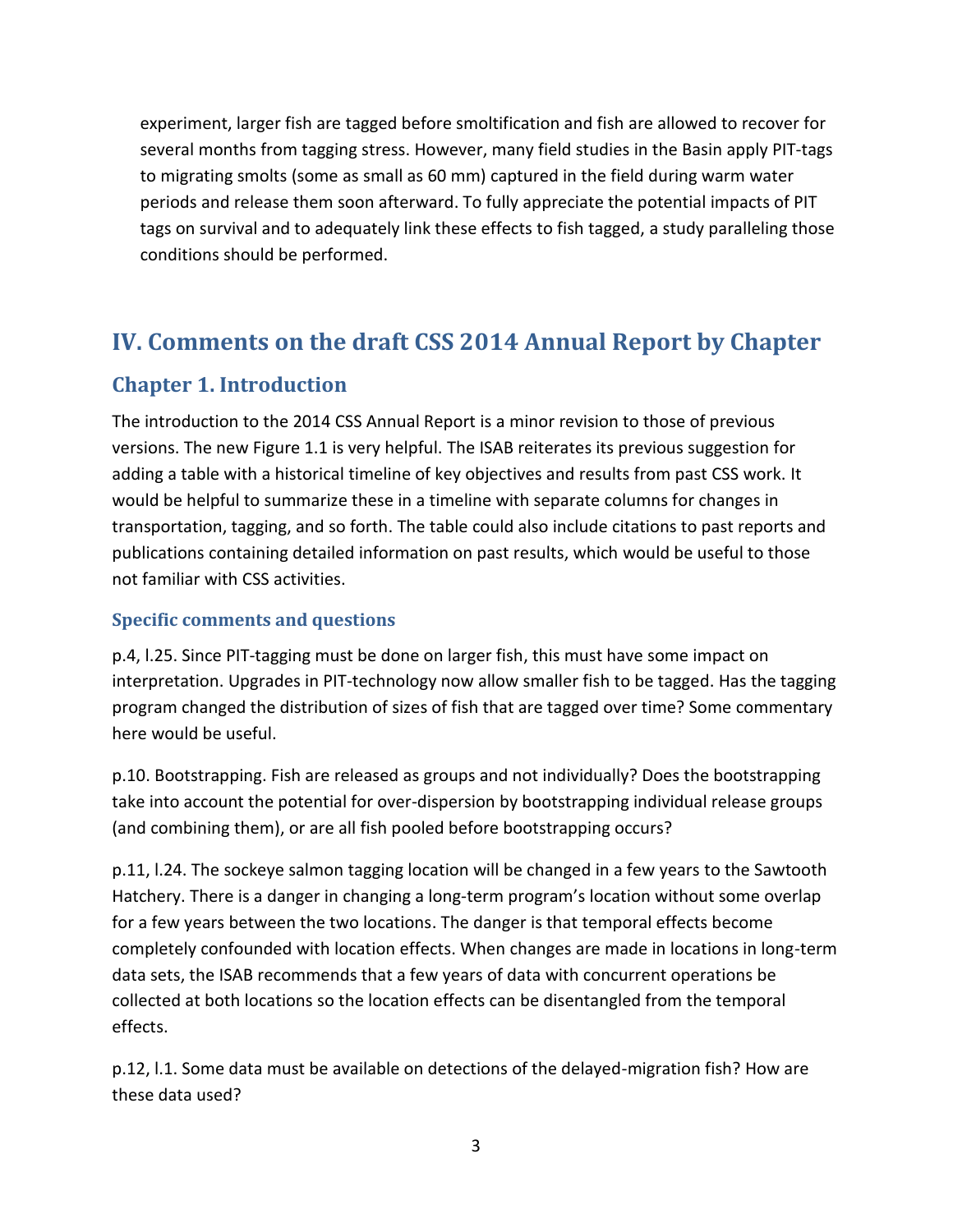experiment, larger fish are tagged before smoltification and fish are allowed to recover for several months from tagging stress. However, many field studies in the Basin apply PIT-tags to migrating smolts (some as small as 60 mm) captured in the field during warm water periods and release them soon afterward. To fully appreciate the potential impacts of PIT tags on survival and to adequately link these effects to fish tagged, a study paralleling those conditions should be performed.

## IV. Comments on the draft CSS 2014 Annual Report by Chapter

### Chapter 1. Introduction

The introduction to the 2014 CSS Annual Report is a minor revision to those of previous versions. The new Figure 1.1 is very helpful. The ISAB reiterates its previous suggestion for adding a table with a historical timeline of key objectives and results from past CSS work. It would be helpful to summarize these in a timeline with separate columns for changes in transportation, tagging, and so forth. The table could also include citations to past reports and publications containing detailed information on past results, which would be useful to those not familiar with CSS activities.

#### Specific comments and questions

p.4, l.25. Since PIT-tagging must be done on larger fish, this must have some impact on interpretation. Upgrades in PIT-technology now allow smaller fish to be tagged. Has the tagging program changed the distribution of sizes of fish that are tagged over time? Some commentary here would be useful.

p.10. Bootstrapping. Fish are released as groups and not individually? Does the bootstrapping take into account the potential for over-dispersion by bootstrapping individual release groups (and combining them), or are all fish pooled before bootstrapping occurs?

p.11, l.24. The sockeye salmon tagging location will be changed in a few years to the Sawtooth Hatchery. There is a danger in changing a long-term program's location without some overlap for a few years between the two locations. The danger is that temporal effects become completely confounded with location effects. When changes are made in locations in long-term data sets, the ISAB recommends that a few years of data with concurrent operations be collected at both locations so the location effects can be disentangled from the temporal effects.

p.12, l.1. Some data must be available on detections of the delayed-migration fish? How are these data used?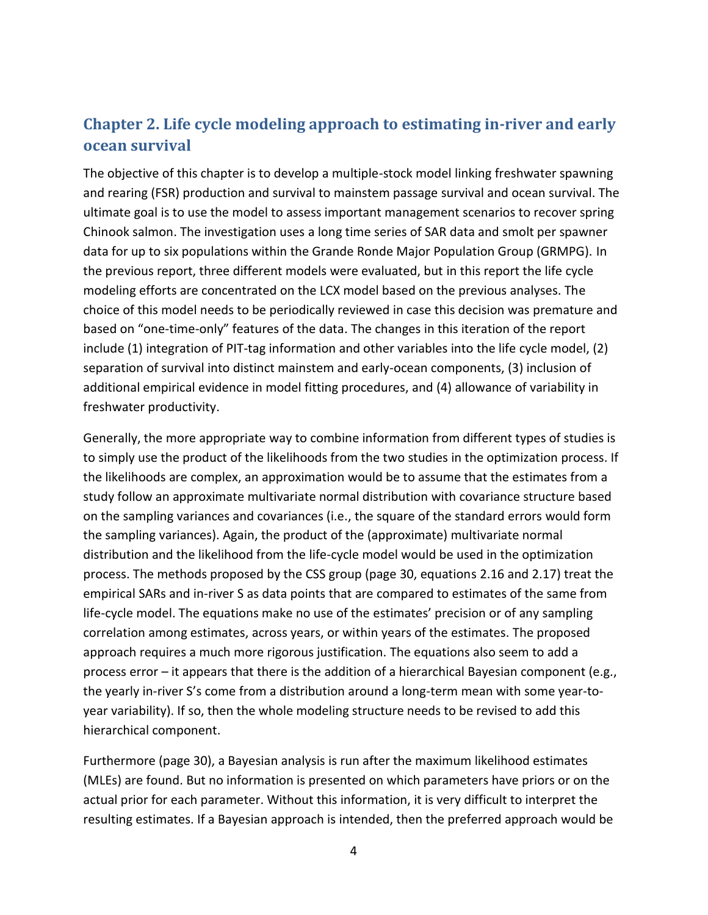## Chapter 2. Life cycle modeling approach to estimating in-river and early ocean survival

The objective of this chapter is to develop a multiple-stock model linking freshwater spawning and rearing (FSR) production and survival to mainstem passage survival and ocean survival. The ultimate goal is to use the model to assess important management scenarios to recover spring Chinook salmon. The investigation uses a long time series of SAR data and smolt per spawner data for up to six populations within the Grande Ronde Major Population Group (GRMPG). In the previous report, three different models were evaluated, but in this report the life cycle modeling efforts are concentrated on the LCX model based on the previous analyses. The choice of this model needs to be periodically reviewed in case this decision was premature and based on "one-time-only" features of the data. The changes in this iteration of the report include (1) integration of PIT-tag information and other variables into the life cycle model, (2) separation of survival into distinct mainstem and early-ocean components, (3) inclusion of additional empirical evidence in model fitting procedures, and (4) allowance of variability in freshwater productivity.

Generally, the more appropriate way to combine information from different types of studies is to simply use the product of the likelihoods from the two studies in the optimization process. If the likelihoods are complex, an approximation would be to assume that the estimates from a study follow an approximate multivariate normal distribution with covariance structure based on the sampling variances and covariances (i.e., the square of the standard errors would form the sampling variances). Again, the product of the (approximate) multivariate normal distribution and the likelihood from the life-cycle model would be used in the optimization process. The methods proposed by the CSS group (page 30, equations 2.16 and 2.17) treat the empirical SARs and in-river S as data points that are compared to estimates of the same from life-cycle model. The equations make no use of the estimates' precision or of any sampling correlation among estimates, across years, or within years of the estimates. The proposed approach requires a much more rigorous justification. The equations also seem to add a process error – it appears that there is the addition of a hierarchical Bayesian component (e.g., the yearly in-river S's come from a distribution around a long-term mean with some year-to-year variability). If so, then the whole modeling structure needs to be revised to add this hierarchical component.

Furthermore (page 30), a Bayesian analysis is run after the maximum likelihood estimates (MLEs) are found. But no information is presented on which parameters have priors or on the actual prior for each parameter. Without this information, it is very difficult to interpret the resulting estimates. If a Bayesian approach is intended, then the preferred approach would be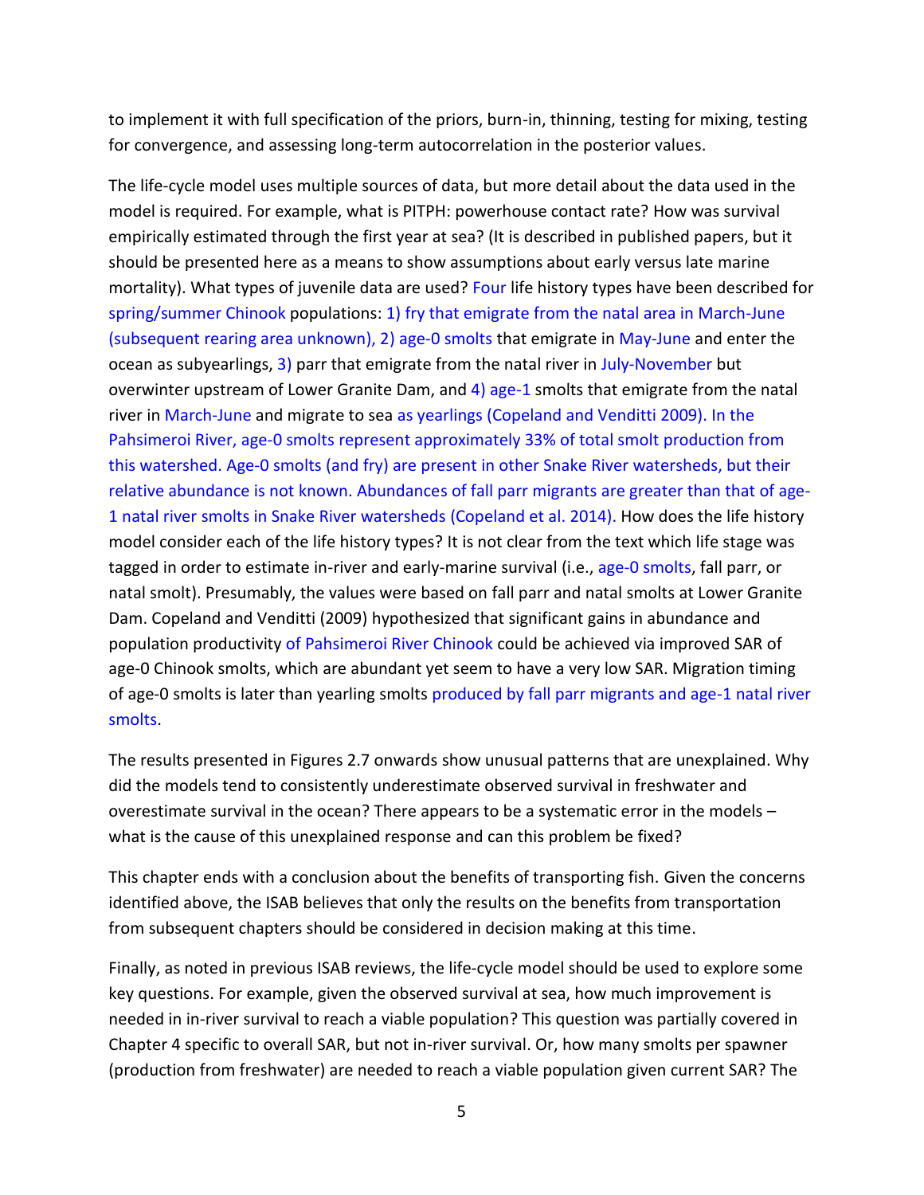to implement it with full specification of the priors, burn-in, thinning, testing for mixing, testing for convergence, and assessing long-term autocorrelation in the posterior values.

The life-cycle model uses multiple sources of data, but more detail about the data used in the model is required. For example, what is PITPH: powerhouse contact rate? How was survival empirically estimated through the first year at sea? (It is described in published papers, but it should be presented here as a means to show assumptions about early versus late marine mortality). What types of juvenile data are used? Four life history types have been described for spring/summer Chinook populations: 1) fry that emigrate from the natal area in March-June (subsequent rearing area unknown), 2) age-0 smolts that emigrate in May-June and enter the ocean as subyearlings, 3) parr that emigrate from the natal river in July-November but overwinter upstream of Lower Granite Dam, and 4) age-1 smolts that emigrate from the natal river in March-June and migrate to sea as yearlings (Copeland and Venditti 2009). In the Pahsimeroi River, age-0 smolts represent approximately 33% of total smolt production from this watershed. Age-0 smolts (and fry) are present in other Snake River watersheds, but their relative abundance is not known. Abundances of fall parr migrants are greater than that of age-1 natal river smolts in Snake River watersheds (Copeland et al. 2014). How does the life history model consider each of the life history types? It is not clear from the text which life stage was tagged in order to estimate in-river and early-marine survival (i.e., age-0 smolts, fall parr, or natal smolt). Presumably, the values were based on fall parr and natal smolts at Lower Granite Dam. Copeland and Venditti (2009) hypothesized that significant gains in abundance and population productivity of Pahsimeroi River Chinook could be achieved via improved SAR of age-0 Chinook smolts, which are abundant yet seem to have a very low SAR. Migration timing of age-0 smolts is later than yearling smolts produced by fall parr migrants and age-1 natal river smolts.

The results presented in Figures 2.7 onwards show unusual patterns that are unexplained. Why did the models tend to consistently underestimate observed survival in freshwater and overestimate survival in the ocean? There appears to be a systematic error in the models – what is the cause of this unexplained response and can this problem be fixed?

This chapter ends with a conclusion about the benefits of transporting fish. Given the concerns identified above, the ISAB believes that only the results on the benefits from transportation from subsequent chapters should be considered in decision making at this time.

Finally, as noted in previous ISAB reviews, the life-cycle model should be used to explore some key questions. For example, given the observed survival at sea, how much improvement is needed in in-river survival to reach a viable population? This question was partially covered in Chapter 4 specific to overall SAR, but not in-river survival. Or, how many smolts per spawner (production from freshwater) are needed to reach a viable population given current SAR? The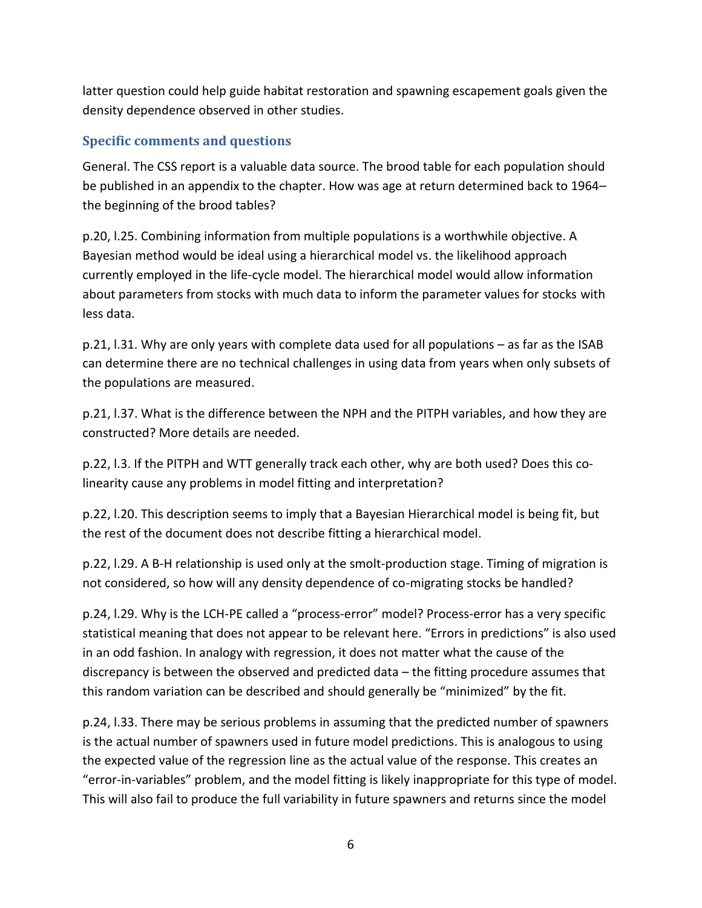latter question could help guide habitat restoration and spawning escapement goals given the density dependence observed in other studies.

### Specific comments and questions

General. The CSS report is a valuable data source. The brood table for each population should be published in an appendix to the chapter. How was age at return determined back to 1964–the beginning of the brood tables?

p.20, l.25. Combining information from multiple populations is a worthwhile objective. A Bayesian method would be ideal using a hierarchical model vs. the likelihood approach currently employed in the life-cycle model. The hierarchical model would allow information about parameters from stocks with much data to inform the parameter values for stocks with less data.

p.21, l.31. Why are only years with complete data used for all populations – as far as the ISAB can determine there are no technical challenges in using data from years when only subsets of the populations are measured.

p.21, l.37. What is the difference between the NPH and the PITPH variables, and how they are constructed? More details are needed.

p.22, l.3. If the PITPH and WTT generally track each other, why are both used? Does this co-linearity cause any problems in model fitting and interpretation?

p.22, l.20. This description seems to imply that a Bayesian Hierarchical model is being fit, but the rest of the document does not describe fitting a hierarchical model.

p.22, l.29. A B-H relationship is used only at the smolt-production stage. Timing of migration is not considered, so how will any density dependence of co-migrating stocks be handled?

p.24, l.29. Why is the LCH-PE called a "process-error" model? Process-error has a very specific statistical meaning that does not appear to be relevant here. "Errors in predictions" is also used in an odd fashion. In analogy with regression, it does not matter what the cause of the discrepancy is between the observed and predicted data – the fitting procedure assumes that this random variation can be described and should generally be "minimized" by the fit.

p.24, l.33. There may be serious problems in assuming that the predicted number of spawners is the actual number of spawners used in future model predictions. This is analogous to using the expected value of the regression line as the actual value of the response. This creates an "error-in-variables" problem, and the model fitting is likely inappropriate for this type of model. This will also fail to produce the full variability in future spawners and returns since the model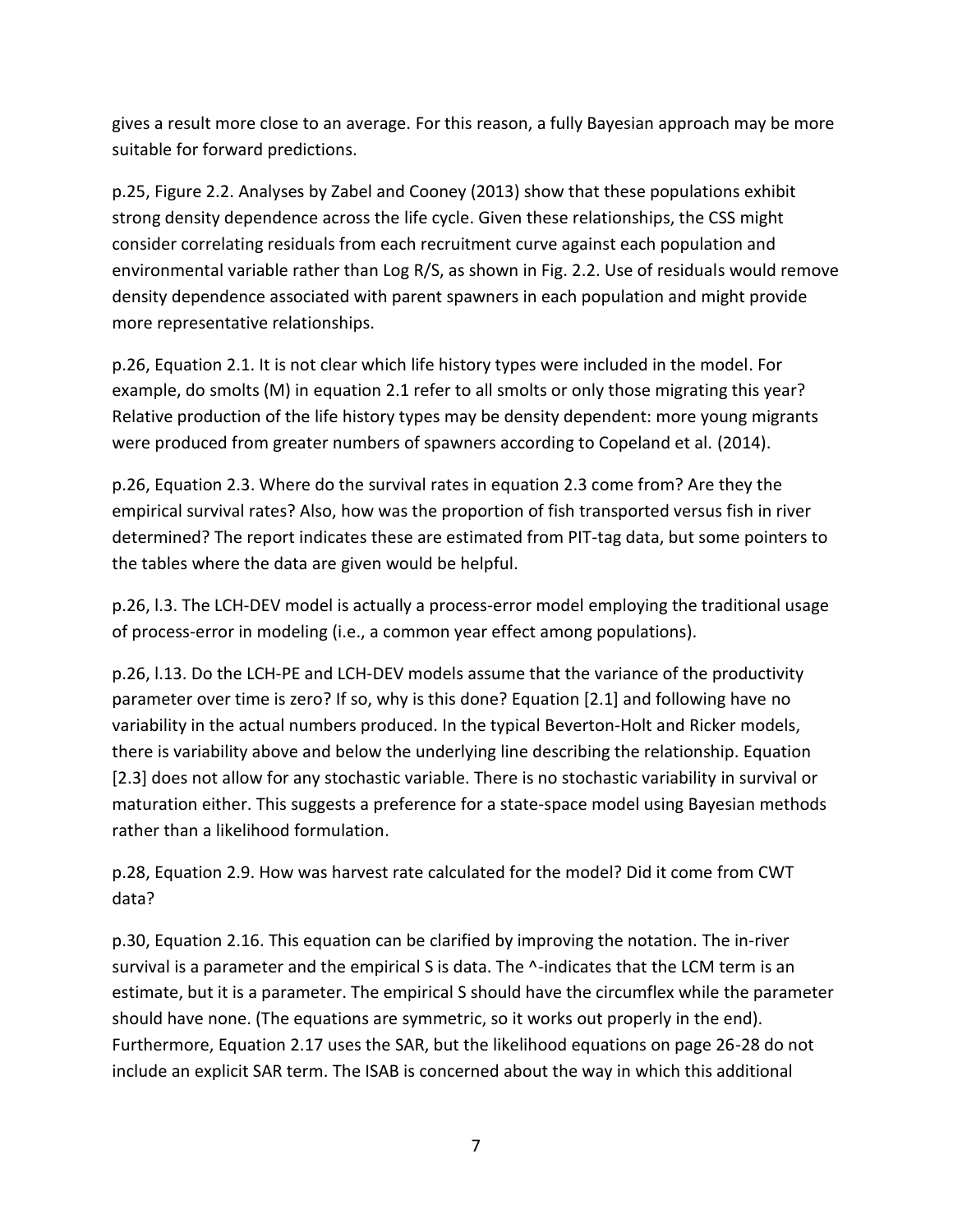gives a result more close to an average. For this reason, a fully Bayesian approach may be more suitable for forward predictions.

p.25, Figure 2.2. Analyses by Zabel and Cooney (2013) show that these populations exhibit strong density dependence across the life cycle. Given these relationships, the CSS might consider correlating residuals from each recruitment curve against each population and environmental variable rather than Log R/S, as shown in Fig. 2.2. Use of residuals would remove density dependence associated with parent spawners in each population and might provide more representative relationships.

p.26, Equation 2.1. It is not clear which life history types were included in the model. For example, do smolts (M) in equation 2.1 refer to all smolts or only those migrating this year? Relative production of the life history types may be density dependent: more young migrants were produced from greater numbers of spawners according to Copeland et al. (2014).

p.26, Equation 2.3. Where do the survival rates in equation 2.3 come from? Are they the empirical survival rates? Also, how was the proportion of fish transported versus fish in river determined? The report indicates these are estimated from PIT-tag data, but some pointers to the tables where the data are given would be helpful.

p.26, l.3. The LCH-DEV model is actually a process-error model employing the traditional usage of process-error in modeling (i.e., a common year effect among populations).

p.26, l.13. Do the LCH-PE and LCH-DEV models assume that the variance of the productivity parameter over time is zero? If so, why is this done? Equation [2.1] and following have no variability in the actual numbers produced. In the typical Beverton-Holt and Ricker models, there is variability above and below the underlying line describing the relationship. Equation [2.3] does not allow for any stochastic variable. There is no stochastic variability in survival or maturation either. This suggests a preference for a state-space model using Bayesian methods rather than a likelihood formulation.

p.28, Equation 2.9. How was harvest rate calculated for the model? Did it come from CWT data?

p.30, Equation 2.16. This equation can be clarified by improving the notation. The in-river survival is a parameter and the empirical S is data. The ^-indicates that the LCM term is an estimate, but it is a parameter. The empirical S should have the circumflex while the parameter should have none. (The equations are symmetric, so it works out properly in the end). Furthermore, Equation 2.17 uses the SAR, but the likelihood equations on page 26-28 do not include an explicit SAR term. The ISAB is concerned about the way in which this additional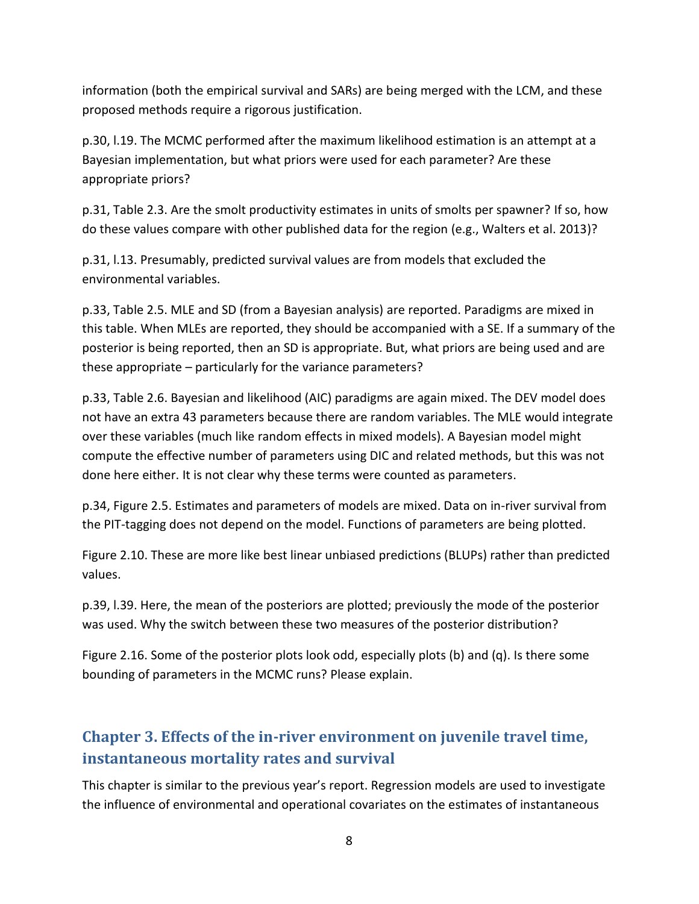information (both the empirical survival and SARs) are being merged with the LCM, and these proposed methods require a rigorous justification.

p.30, l.19. The MCMC performed after the maximum likelihood estimation is an attempt at a Bayesian implementation, but what priors were used for each parameter? Are these appropriate priors?

p.31, Table 2.3. Are the smolt productivity estimates in units of smolts per spawner? If so, how do these values compare with other published data for the region (e.g., Walters et al. 2013)?

p.31, l.13. Presumably, predicted survival values are from models that excluded the environmental variables.

p.33, Table 2.5. MLE and SD (from a Bayesian analysis) are reported. Paradigms are mixed in this table. When MLEs are reported, they should be accompanied with a SE. If a summary of the posterior is being reported, then an SD is appropriate. But, what priors are being used and are these appropriate – particularly for the variance parameters?

p.33, Table 2.6. Bayesian and likelihood (AIC) paradigms are again mixed. The DEV model does not have an extra 43 parameters because there are random variables. The MLE would integrate over these variables (much like random effects in mixed models). A Bayesian model might compute the effective number of parameters using DIC and related methods, but this was not done here either. It is not clear why these terms were counted as parameters.

p.34, Figure 2.5. Estimates and parameters of models are mixed. Data on in-river survival from the PIT-tagging does not depend on the model. Functions of parameters are being plotted.

Figure 2.10. These are more like best linear unbiased predictions (BLUPs) rather than predicted values.

p.39, l.39. Here, the mean of the posteriors are plotted; previously the mode of the posterior was used. Why the switch between these two measures of the posterior distribution?

Figure 2.16. Some of the posterior plots look odd, especially plots (b) and (q). Is there some bounding of parameters in the MCMC runs? Please explain.

## Chapter 3. Effects of the in-river environment on juvenile travel time, instantaneous mortality rates and survival

This chapter is similar to the previous year's report. Regression models are used to investigate the influence of environmental and operational covariates on the estimates of instantaneous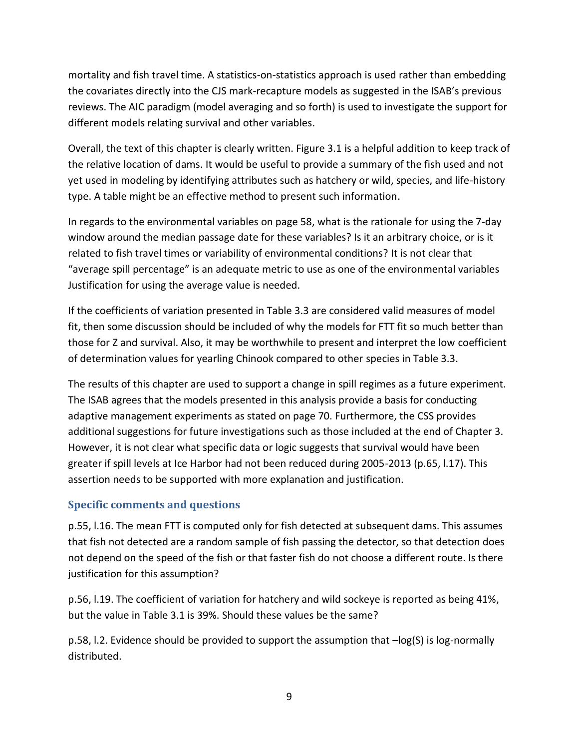mortality and fish travel time. A statistics-on-statistics approach is used rather than embedding the covariates directly into the CJS mark-recapture models as suggested in the ISAB's previous reviews. The AIC paradigm (model averaging and so forth) is used to investigate the support for different models relating survival and other variables.

Overall, the text of this chapter is clearly written. Figure 3.1 is a helpful addition to keep track of the relative location of dams. It would be useful to provide a summary of the fish used and not yet used in modeling by identifying attributes such as hatchery or wild, species, and life-history type. A table might be an effective method to present such information.

In regards to the environmental variables on page 58, what is the rationale for using the 7-day window around the median passage date for these variables? Is it an arbitrary choice, or is it related to fish travel times or variability of environmental conditions? It is not clear that "average spill percentage" is an adequate metric to use as one of the environmental variables Justification for using the average value is needed.

If the coefficients of variation presented in Table 3.3 are considered valid measures of model fit, then some discussion should be included of why the models for FTT fit so much better than those for Z and survival. Also, it may be worthwhile to present and interpret the low coefficient of determination values for yearling Chinook compared to other species in Table 3.3.

The results of this chapter are used to support a change in spill regimes as a future experiment. The ISAB agrees that the models presented in this analysis provide a basis for conducting adaptive management experiments as stated on page 70. Furthermore, the CSS provides additional suggestions for future investigations such as those included at the end of Chapter 3. However, it is not clear what specific data or logic suggests that survival would have been greater if spill levels at Ice Harbor had not been reduced during 2005-2013 (p.65, l.17). This assertion needs to be supported with more explanation and justification.

### Specific comments and questions

p.55, l.16. The mean FTT is computed only for fish detected at subsequent dams. This assumes that fish not detected are a random sample of fish passing the detector, so that detection does not depend on the speed of the fish or that faster fish do not choose a different route. Is there justification for this assumption?

p.56, l.19. The coefficient of variation for hatchery and wild sockeye is reported as being 41%, but the value in Table 3.1 is 39%. Should these values be the same?

p.58, l.2. Evidence should be provided to support the assumption that $-\log(S)$ is log-normally distributed.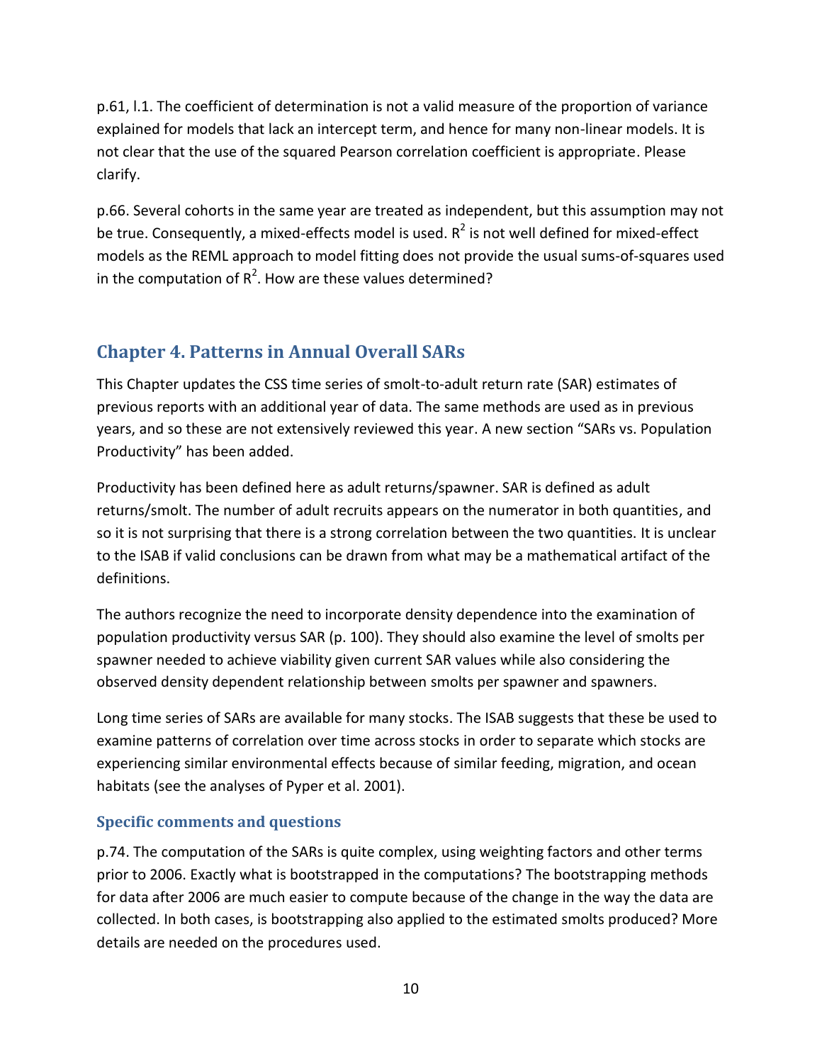p.61, l.1. The coefficient of determination is not a valid measure of the proportion of variance explained for models that lack an intercept term, and hence for many non-linear models. It is not clear that the use of the squared Pearson correlation coefficient is appropriate. Please clarify.

p.66. Several cohorts in the same year are treated as independent, but this assumption may not be true. Consequently, a mixed-effects model is used. $R^2$ is not well defined for mixed-effect models as the REML approach to model fitting does not provide the usual sums-of-squares used in the computation of $R^2$. How are these values determined?

## Chapter 4. Patterns in Annual Overall SARs

This Chapter updates the CSS time series of smolt-to-adult return rate (SAR) estimates of previous reports with an additional year of data. The same methods are used as in previous years, and so these are not extensively reviewed this year. A new section "SARs vs. Population Productivity" has been added.

Productivity has been defined here as adult returns/spawner. SAR is defined as adult returns/smolt. The number of adult recruits appears on the numerator in both quantities, and so it is not surprising that there is a strong correlation between the two quantities. It is unclear to the ISAB if valid conclusions can be drawn from what may be a mathematical artifact of the definitions.

The authors recognize the need to incorporate density dependence into the examination of population productivity versus SAR (p. 100). They should also examine the level of smolts per spawner needed to achieve viability given current SAR values while also considering the observed density dependent relationship between smolts per spawner and spawners.

Long time series of SARs are available for many stocks. The ISAB suggests that these be used to examine patterns of correlation over time across stocks in order to separate which stocks are experiencing similar environmental effects because of similar feeding, migration, and ocean habitats (see the analyses of Pyper et al. 2001).

### Specific comments and questions

p.74. The computation of the SARs is quite complex, using weighting factors and other terms prior to 2006. Exactly what is bootstrapped in the computations? The bootstrapping methods for data after 2006 are much easier to compute because of the change in the way the data are collected. In both cases, is bootstrapping also applied to the estimated smolts produced? More details are needed on the procedures used.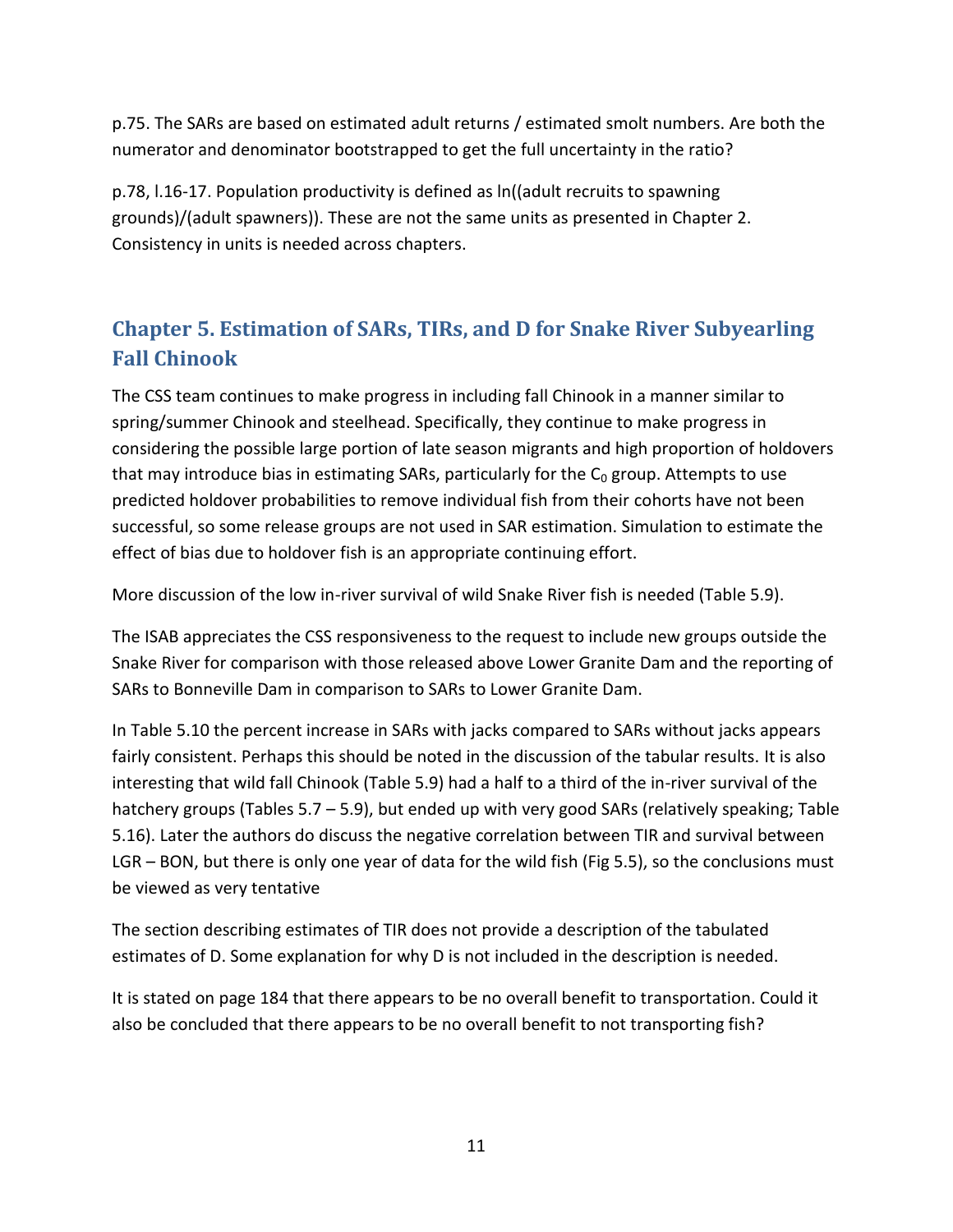p.75. The SARs are based on estimated adult returns / estimated smolt numbers. Are both the numerator and denominator bootstrapped to get the full uncertainty in the ratio?

p.78, l.16-17. Population productivity is defined as ln((adult recruits to spawning grounds)/(adult spawners)). These are not the same units as presented in Chapter 2. Consistency in units is needed across chapters.

## Chapter 5. Estimation of SARs, TIRs, and D for Snake River Subyearling Fall Chinook

The CSS team continues to make progress in including fall Chinook in a manner similar to spring/summer Chinook and steelhead. Specifically, they continue to make progress in considering the possible large portion of late season migrants and high proportion of holdovers that may introduce bias in estimating SARs, particularly for the $C_0$ group. Attempts to use predicted holdover probabilities to remove individual fish from their cohorts have not been successful, so some release groups are not used in SAR estimation. Simulation to estimate the effect of bias due to holdover fish is an appropriate continuing effort.

More discussion of the low in-river survival of wild Snake River fish is needed (Table 5.9).

The ISAB appreciates the CSS responsiveness to the request to include new groups outside the Snake River for comparison with those released above Lower Granite Dam and the reporting of SARs to Bonneville Dam in comparison to SARs to Lower Granite Dam.

In Table 5.10 the percent increase in SARs with jacks compared to SARs without jacks appears fairly consistent. Perhaps this should be noted in the discussion of the tabular results. It is also interesting that wild fall Chinook (Table 5.9) had a half to a third of the in-river survival of the hatchery groups (Tables 5.7 – 5.9), but ended up with very good SARs (relatively speaking; Table 5.16). Later the authors do discuss the negative correlation between TIR and survival between LGR – BON, but there is only one year of data for the wild fish (Fig 5.5), so the conclusions must be viewed as very tentative

The section describing estimates of TIR does not provide a description of the tabulated estimates of D. Some explanation for why D is not included in the description is needed.

It is stated on page 184 that there appears to be no overall benefit to transportation. Could it also be concluded that there appears to be no overall benefit to not transporting fish?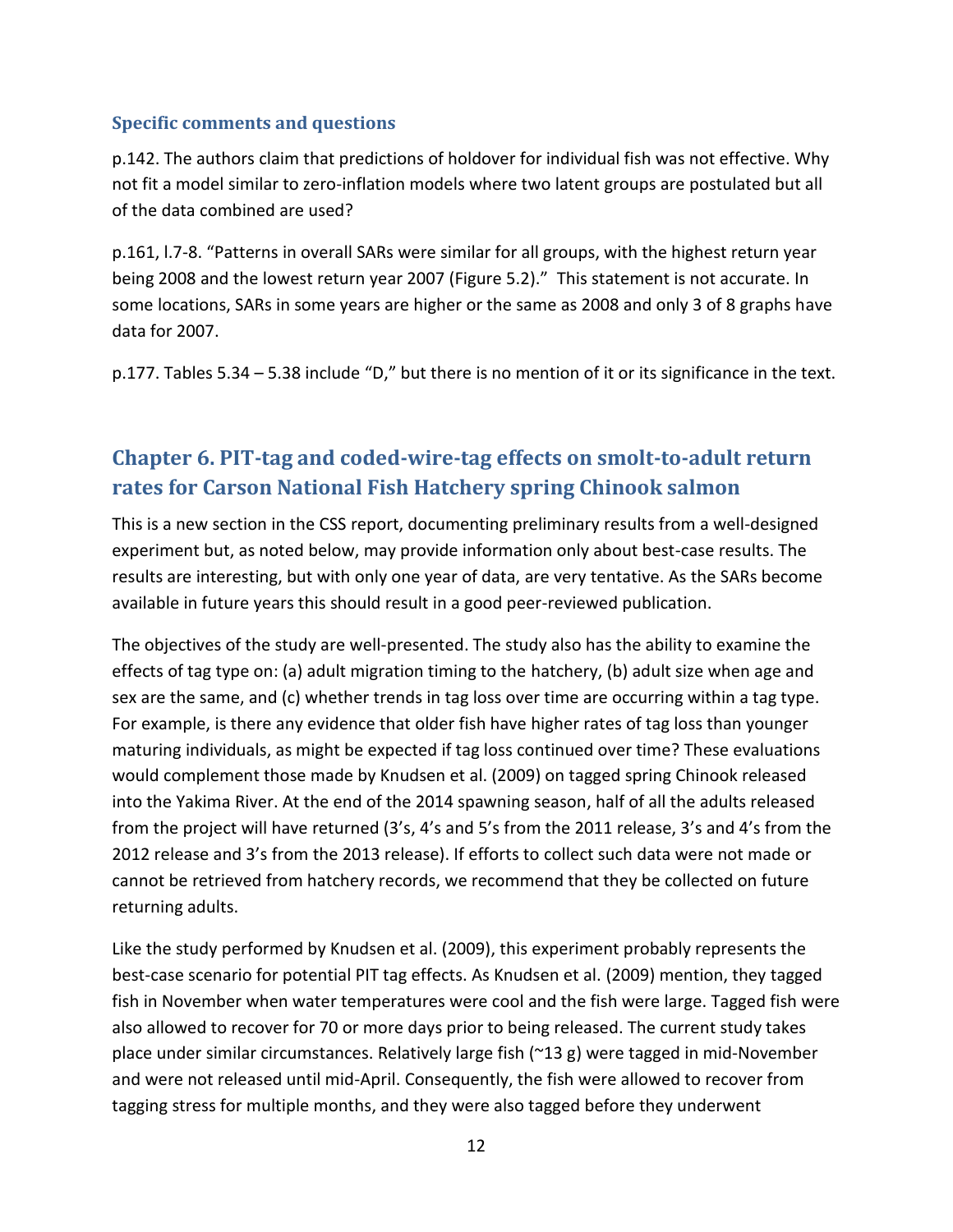### Specific comments and questions

p.142. The authors claim that predictions of holdover for individual fish was not effective. Why not fit a model similar to zero-inflation models where two latent groups are postulated but all of the data combined are used?

p.161, l.7-8. "Patterns in overall SARs were similar for all groups, with the highest return year being 2008 and the lowest return year 2007 (Figure 5.2)." This statement is not accurate. In some locations, SARs in some years are higher or the same as 2008 and only 3 of 8 graphs have data for 2007.

p.177. Tables 5.34 – 5.38 include "D," but there is no mention of it or its significance in the text.

## Chapter 6. PIT-tag and coded-wire-tag effects on smolt-to-adult return rates for Carson National Fish Hatchery spring Chinook salmon

This is a new section in the CSS report, documenting preliminary results from a well-designed experiment but, as noted below, may provide information only about best-case results. The results are interesting, but with only one year of data, are very tentative. As the SARs become available in future years this should result in a good peer-reviewed publication.

The objectives of the study are well-presented. The study also has the ability to examine the effects of tag type on: (a) adult migration timing to the hatchery, (b) adult size when age and sex are the same, and (c) whether trends in tag loss over time are occurring within a tag type. For example, is there any evidence that older fish have higher rates of tag loss than younger maturing individuals, as might be expected if tag loss continued over time? These evaluations would complement those made by Knudsen et al. (2009) on tagged spring Chinook released into the Yakima River. At the end of the 2014 spawning season, half of all the adults released from the project will have returned (3's, 4's and 5's from the 2011 release, 3's and 4's from the 2012 release and 3's from the 2013 release). If efforts to collect such data were not made or cannot be retrieved from hatchery records, we recommend that they be collected on future returning adults.

Like the study performed by Knudsen et al. (2009), this experiment probably represents the best-case scenario for potential PIT tag effects. As Knudsen et al. (2009) mention, they tagged fish in November when water temperatures were cool and the fish were large. Tagged fish were also allowed to recover for 70 or more days prior to being released. The current study takes place under similar circumstances. Relatively large fish (~13 g) were tagged in mid-November and were not released until mid-April. Consequently, the fish were allowed to recover from tagging stress for multiple months, and they were also tagged before they underwent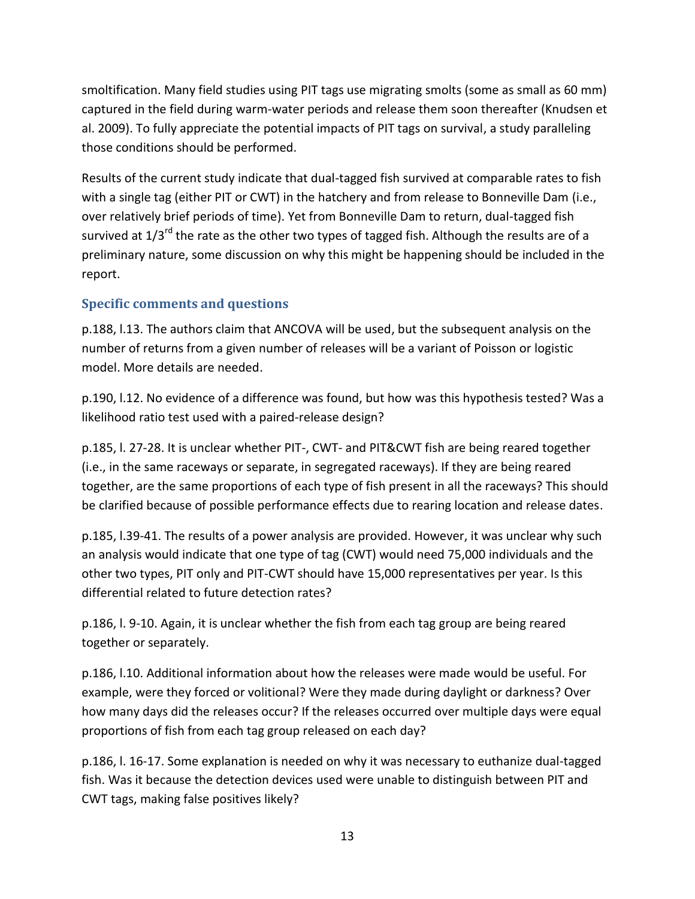smoltification. Many field studies using PIT tags use migrating smolts (some as small as 60 mm) captured in the field during warm-water periods and release them soon thereafter (Knudsen et al. 2009). To fully appreciate the potential impacts of PIT tags on survival, a study paralleling those conditions should be performed.

Results of the current study indicate that dual-tagged fish survived at comparable rates to fish with a single tag (either PIT or CWT) in the hatchery and from release to Bonneville Dam (i.e., over relatively brief periods of time). Yet from Bonneville Dam to return, dual-tagged fish survived at 1/3rd the rate as the other two types of tagged fish. Although the results are of a preliminary nature, some discussion on why this might be happening should be included in the report.

### Specific comments and questions

p.188, l.13. The authors claim that ANCOVA will be used, but the subsequent analysis on the number of returns from a given number of releases will be a variant of Poisson or logistic model. More details are needed.

p.190, l.12. No evidence of a difference was found, but how was this hypothesis tested? Was a likelihood ratio test used with a paired-release design?

p.185, l. 27-28. It is unclear whether PIT-, CWT- and PIT&CWT fish are being reared together (i.e., in the same raceways or separate, in segregated raceways). If they are being reared together, are the same proportions of each type of fish present in all the raceways? This should be clarified because of possible performance effects due to rearing location and release dates.

p.185, l.39-41. The results of a power analysis are provided. However, it was unclear why such an analysis would indicate that one type of tag (CWT) would need 75,000 individuals and the other two types, PIT only and PIT-CWT should have 15,000 representatives per year. Is this differential related to future detection rates?

p.186, l. 9-10. Again, it is unclear whether the fish from each tag group are being reared together or separately.

p.186, l.10. Additional information about how the releases were made would be useful. For example, were they forced or volitional? Were they made during daylight or darkness? Over how many days did the releases occur? If the releases occurred over multiple days were equal proportions of fish from each tag group released on each day?

p.186, l. 16-17. Some explanation is needed on why it was necessary to euthanize dual-tagged fish. Was it because the detection devices used were unable to distinguish between PIT and CWT tags, making false positives likely?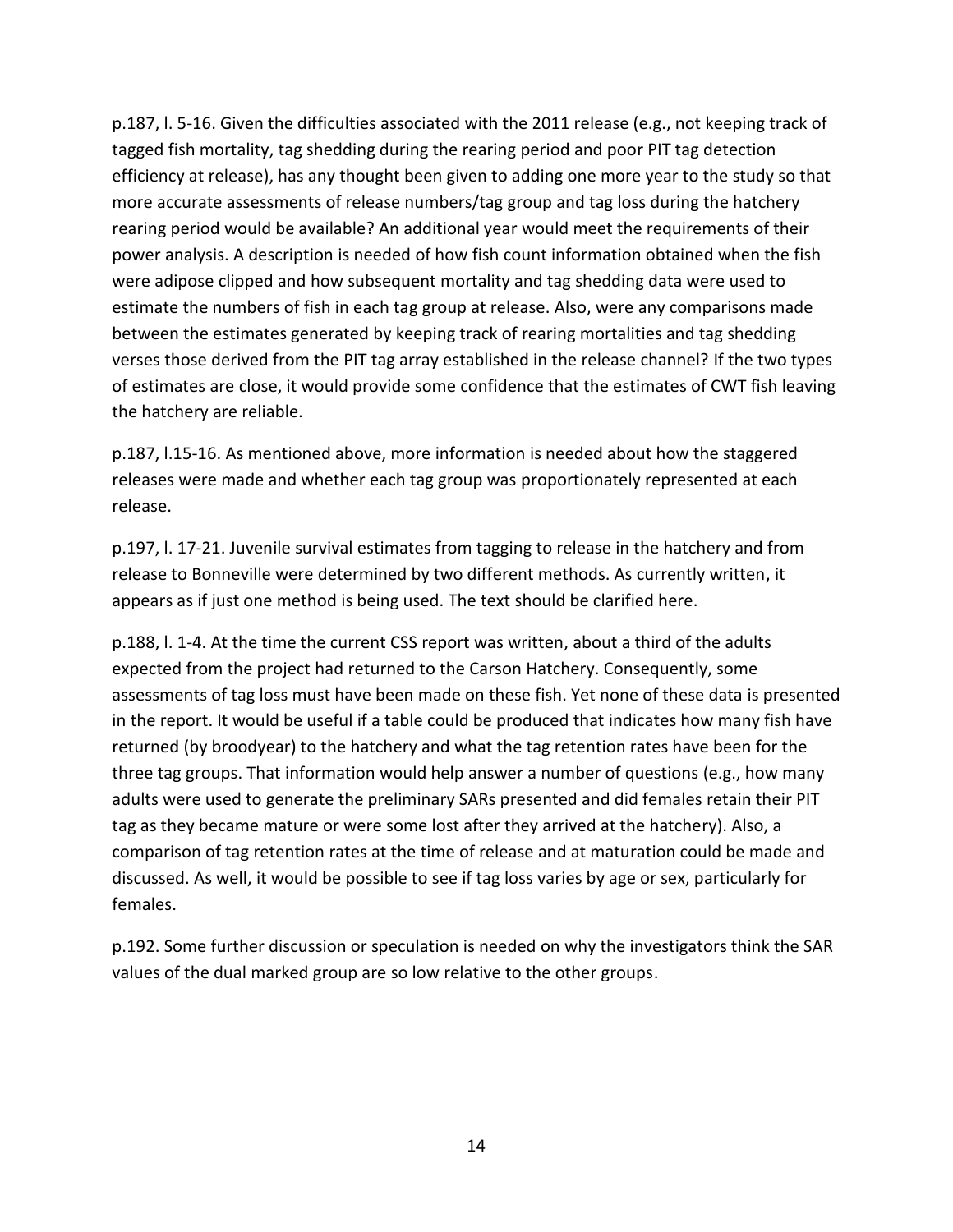p.187, l. 5-16. Given the difficulties associated with the 2011 release (e.g., not keeping track of tagged fish mortality, tag shedding during the rearing period and poor PIT tag detection efficiency at release), has any thought been given to adding one more year to the study so that more accurate assessments of release numbers/tag group and tag loss during the hatchery rearing period would be available? An additional year would meet the requirements of their power analysis. A description is needed of how fish count information obtained when the fish were adipose clipped and how subsequent mortality and tag shedding data were used to estimate the numbers of fish in each tag group at release. Also, were any comparisons made between the estimates generated by keeping track of rearing mortalities and tag shedding verses those derived from the PIT tag array established in the release channel? If the two types of estimates are close, it would provide some confidence that the estimates of CWT fish leaving the hatchery are reliable.

p.187, l.15-16. As mentioned above, more information is needed about how the staggered releases were made and whether each tag group was proportionately represented at each release.

p.197, l. 17-21. Juvenile survival estimates from tagging to release in the hatchery and from release to Bonneville were determined by two different methods. As currently written, it appears as if just one method is being used. The text should be clarified here.

p.188, l. 1-4. At the time the current CSS report was written, about a third of the adults expected from the project had returned to the Carson Hatchery. Consequently, some assessments of tag loss must have been made on these fish. Yet none of these data is presented in the report. It would be useful if a table could be produced that indicates how many fish have returned (by broodyear) to the hatchery and what the tag retention rates have been for the three tag groups. That information would help answer a number of questions (e.g., how many adults were used to generate the preliminary SARs presented and did females retain their PIT tag as they became mature or were some lost after they arrived at the hatchery). Also, a comparison of tag retention rates at the time of release and at maturation could be made and discussed. As well, it would be possible to see if tag loss varies by age or sex, particularly for females.

p.192. Some further discussion or speculation is needed on why the investigators think the SAR values of the dual marked group are so low relative to the other groups.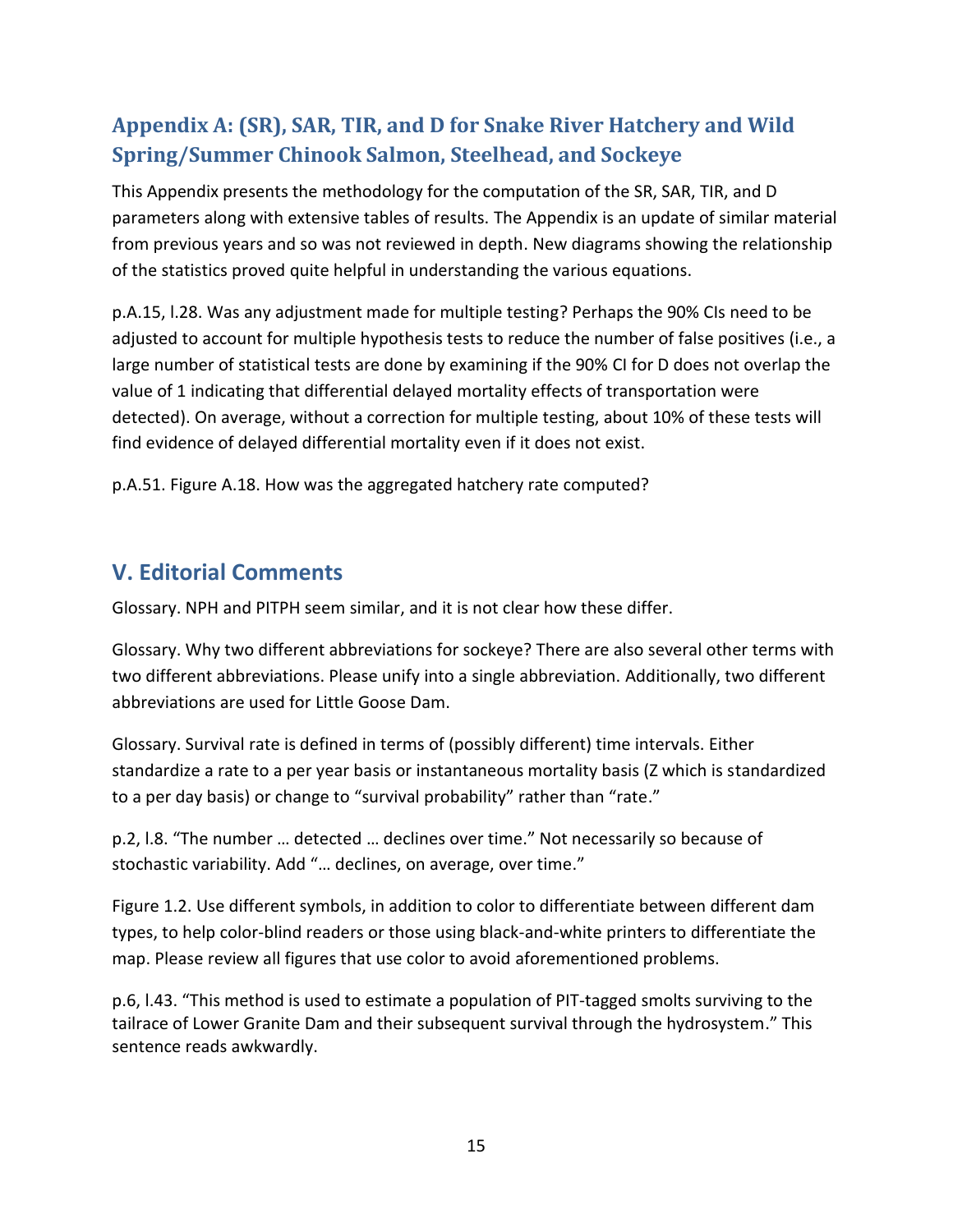## Appendix A: (SR), SAR, TIR, and D for Snake River Hatchery and Wild Spring/Summer Chinook Salmon, Steelhead, and Sockeye

This Appendix presents the methodology for the computation of the SR, SAR, TIR, and D parameters along with extensive tables of results. The Appendix is an update of similar material from previous years and so was not reviewed in depth. New diagrams showing the relationship of the statistics proved quite helpful in understanding the various equations.

p.A.15, l.28. Was any adjustment made for multiple testing? Perhaps the 90% CIs need to be adjusted to account for multiple hypothesis tests to reduce the number of false positives (i.e., a large number of statistical tests are done by examining if the 90% CI for D does not overlap the value of 1 indicating that differential delayed mortality effects of transportation were detected). On average, without a correction for multiple testing, about 10% of these tests will find evidence of delayed differential mortality even if it does not exist.

p.A.51. Figure A.18. How was the aggregated hatchery rate computed?

## V. Editorial Comments

Glossary. NPH and PITPH seem similar, and it is not clear how these differ.

Glossary. Why two different abbreviations for sockeye? There are also several other terms with two different abbreviations. Please unify into a single abbreviation. Additionally, two different abbreviations are used for Little Goose Dam.

Glossary. Survival rate is defined in terms of (possibly different) time intervals. Either standardize a rate to a per year basis or instantaneous mortality basis (Z which is standardized to a per day basis) or change to "survival probability" rather than "rate."

p.2, l.8. "The number … detected … declines over time." Not necessarily so because of stochastic variability. Add "… declines, on average, over time."

Figure 1.2. Use different symbols, in addition to color to differentiate between different dam types, to help color-blind readers or those using black-and-white printers to differentiate the map. Please review all figures that use color to avoid aforementioned problems.

p.6, l.43. "This method is used to estimate a population of PIT-tagged smolts surviving to the tailrace of Lower Granite Dam and their subsequent survival through the hydrosystem." This sentence reads awkwardly.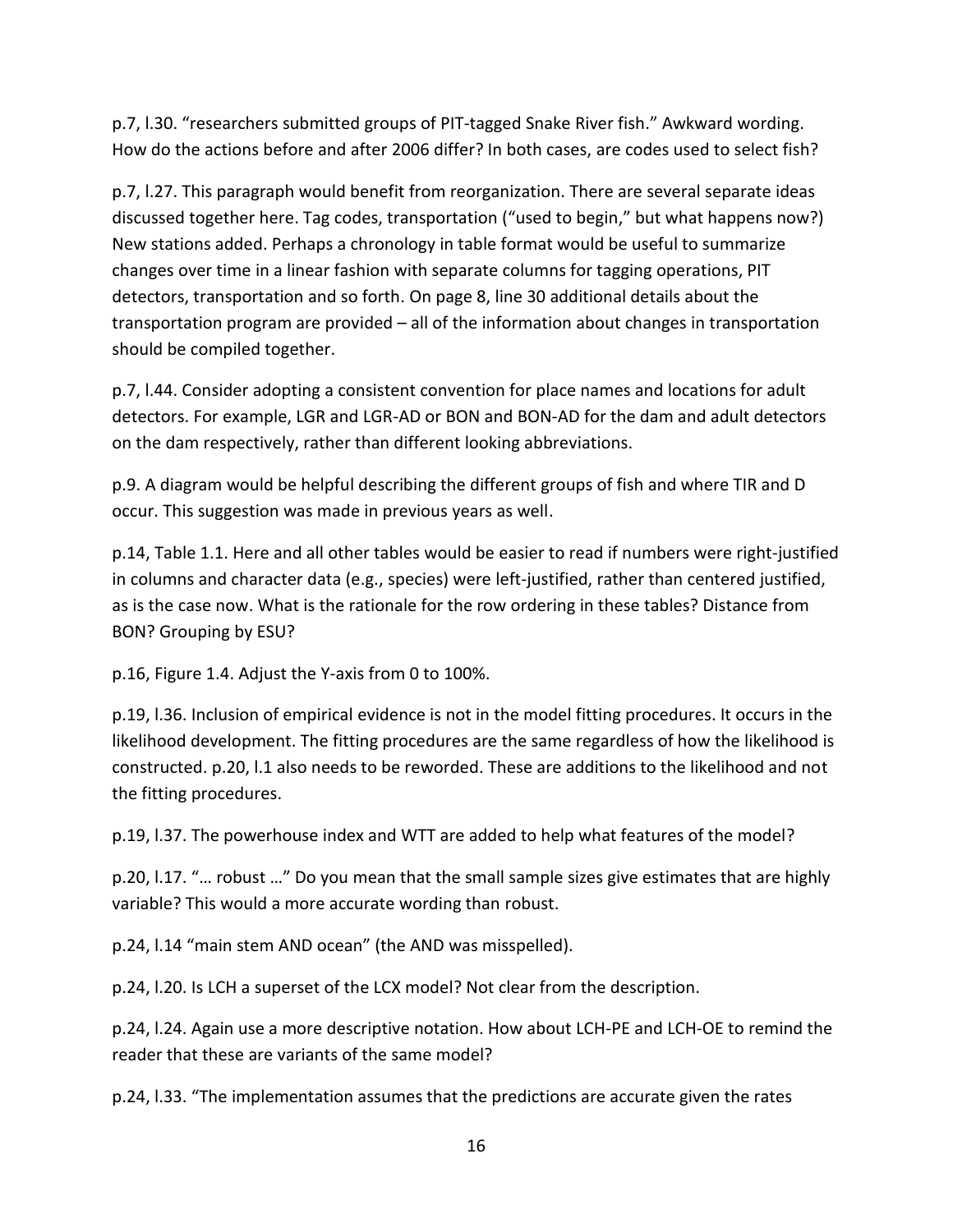p.7, l.30. “researchers submitted groups of PIT-tagged Snake River fish.” Awkward wording. How do the actions before and after 2006 differ? In both cases, are codes used to select fish?

p.7, l.27. This paragraph would benefit from reorganization. There are several separate ideas discussed together here. Tag codes, transportation (“used to begin,” but what happens now?) New stations added. Perhaps a chronology in table format would be useful to summarize changes over time in a linear fashion with separate columns for tagging operations, PIT detectors, transportation and so forth. On page 8, line 30 additional details about the transportation program are provided – all of the information about changes in transportation should be compiled together.

p.7, l.44. Consider adopting a consistent convention for place names and locations for adult detectors. For example, LGR and LGR-AD or BON and BON-AD for the dam and adult detectors on the dam respectively, rather than different looking abbreviations.

p.9. A diagram would be helpful describing the different groups of fish and where TIR and D occur. This suggestion was made in previous years as well.

p.14, Table 1.1. Here and all other tables would be easier to read if numbers were right-justified in columns and character data (e.g., species) were left-justified, rather than centered justified, as is the case now. What is the rationale for the row ordering in these tables? Distance from BON? Grouping by ESU?

p.16, Figure 1.4. Adjust the Y-axis from 0 to 100%.

p.19, l.36. Inclusion of empirical evidence is not in the model fitting procedures. It occurs in the likelihood development. The fitting procedures are the same regardless of how the likelihood is constructed. p.20, l.1 also needs to be reworded. These are additions to the likelihood and not the fitting procedures.

p.19, l.37. The powerhouse index and WTT are added to help what features of the model?

p.20, l.17. “… robust …” Do you mean that the small sample sizes give estimates that are highly variable? This would a more accurate wording than robust.

p.24, l.14 “main stem AND ocean” (the AND was misspelled).

p.24, l.20. Is LCH a superset of the LCX model? Not clear from the description.

p.24, l.24. Again use a more descriptive notation. How about LCH-PE and LCH-OE to remind the reader that these are variants of the same model?

p.24, l.33. “The implementation assumes that the predictions are accurate given the rates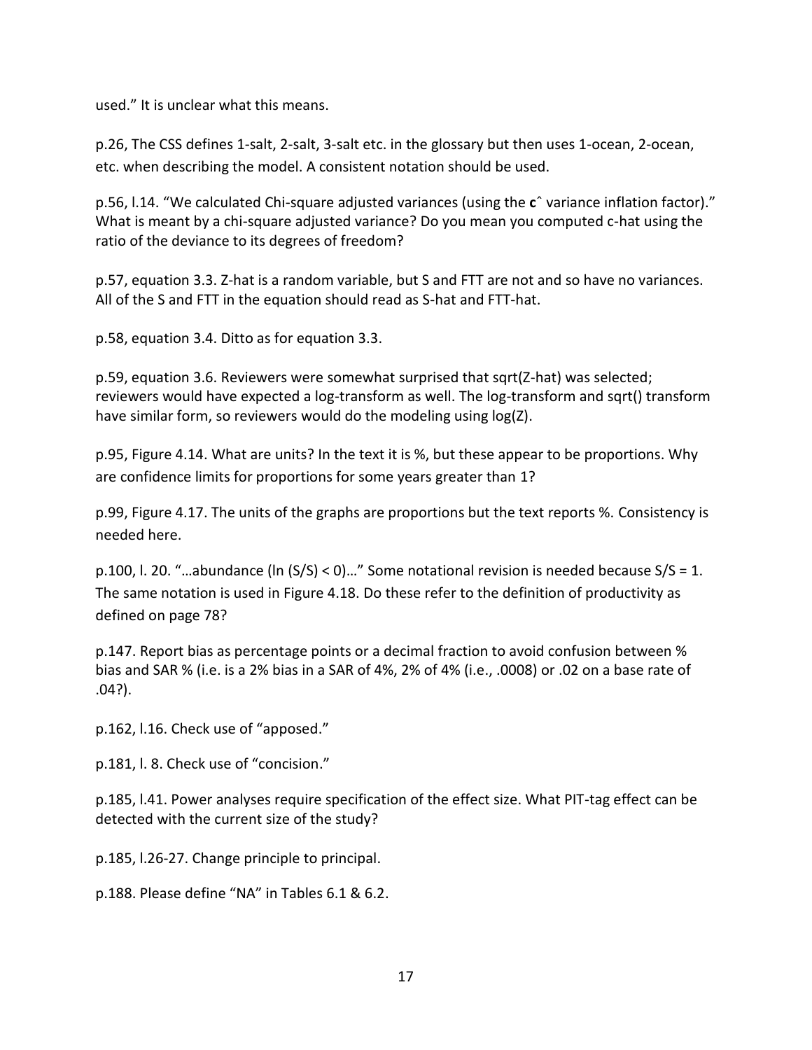used." It is unclear what this means.

p.26, The CSS defines 1-salt, 2-salt, 3-salt etc. in the glossary but then uses 1-ocean, 2-ocean, etc. when describing the model. A consistent notation should be used.

p.56, l.14. "We calculated Chi-square adjusted variances (using the $\hat{\mathbf{c}}$ variance inflation factor)." What is meant by a chi-square adjusted variance? Do you mean you computed c-hat using the ratio of the deviance to its degrees of freedom?

p.57, equation 3.3. Z-hat is a random variable, but S and FTT are not and so have no variances. All of the S and FTT in the equation should read as S-hat and FTT-hat.

p.58, equation 3.4. Ditto as for equation 3.3.

p.59, equation 3.6. Reviewers were somewhat surprised that sqrt(Z-hat) was selected; reviewers would have expected a log-transform as well. The log-transform and sqrt() transform have similar form, so reviewers would do the modeling using log(Z).

p.95, Figure 4.14. What are units? In the text it is %, but these appear to be proportions. Why are confidence limits for proportions for some years greater than 1?

p.99, Figure 4.17. The units of the graphs are proportions but the text reports %. Consistency is needed here.

p.100, l. 20. "…abundance (ln (S/S) < 0)…" Some notational revision is needed because S/S = 1. The same notation is used in Figure 4.18. Do these refer to the definition of productivity as defined on page 78?

p.147. Report bias as percentage points or a decimal fraction to avoid confusion between % bias and SAR % (i.e. is a 2% bias in a SAR of 4%, 2% of 4% (i.e., .0008) or .02 on a base rate of .04?).

p.162, l.16. Check use of "apposed."

p.181, l. 8. Check use of "concision."

p.185, l.41. Power analyses require specification of the effect size. What PIT-tag effect can be detected with the current size of the study?

p.185, l.26-27. Change principle to principal.

p.188. Please define "NA" in Tables 6.1 & 6.2.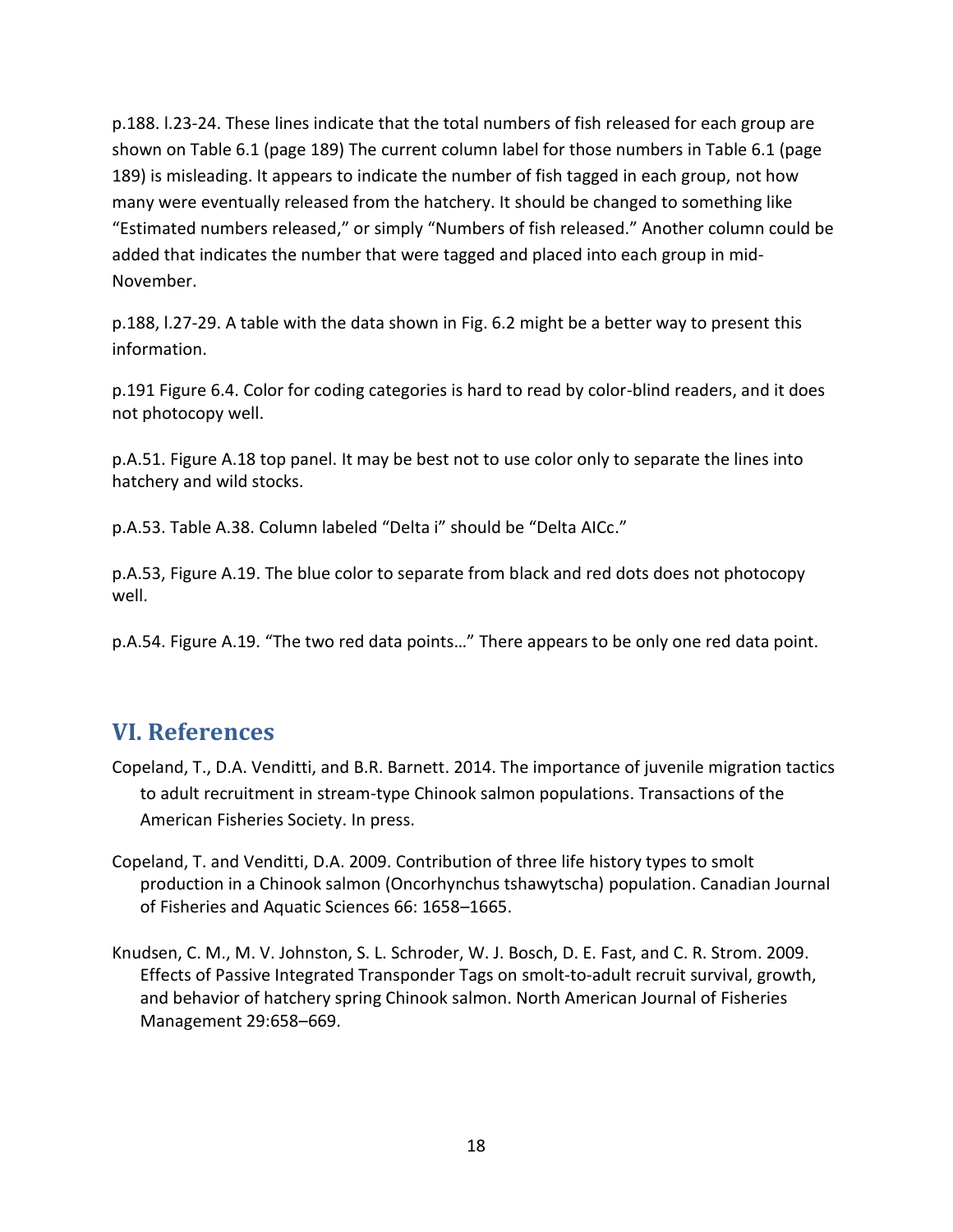p.188. l.23-24. These lines indicate that the total numbers of fish released for each group are shown on Table 6.1 (page 189) The current column label for those numbers in Table 6.1 (page 189) is misleading. It appears to indicate the number of fish tagged in each group, not how many were eventually released from the hatchery. It should be changed to something like "Estimated numbers released," or simply "Numbers of fish released." Another column could be added that indicates the number that were tagged and placed into each group in mid-November.

p.188, l.27-29. A table with the data shown in Fig. 6.2 might be a better way to present this information.

p.191 Figure 6.4. Color for coding categories is hard to read by color-blind readers, and it does not photocopy well.

p.A.51. Figure A.18 top panel. It may be best not to use color only to separate the lines into hatchery and wild stocks.

p.A.53. Table A.38. Column labeled "Delta i" should be "Delta AICc."

p.A.53, Figure A.19. The blue color to separate from black and red dots does not photocopy well.

p.A.54. Figure A.19. "The two red data points…" There appears to be only one red data point.

## VI. References

Copeland, T., D.A. Venditti, and B.R. Barnett. 2014. The importance of juvenile migration tactics to adult recruitment in stream-type Chinook salmon populations. Transactions of the American Fisheries Society. In press.

Copeland, T. and Venditti, D.A. 2009. Contribution of three life history types to smolt production in a Chinook salmon (Oncorhynchus tshawytscha) population. Canadian Journal of Fisheries and Aquatic Sciences 66: 1658–1665.

Knudsen, C. M., M. V. Johnston, S. L. Schroder, W. J. Bosch, D. E. Fast, and C. R. Strom. 2009. Effects of Passive Integrated Transponder Tags on smolt-to-adult recruit survival, growth, and behavior of hatchery spring Chinook salmon. North American Journal of Fisheries Management 29:658–669.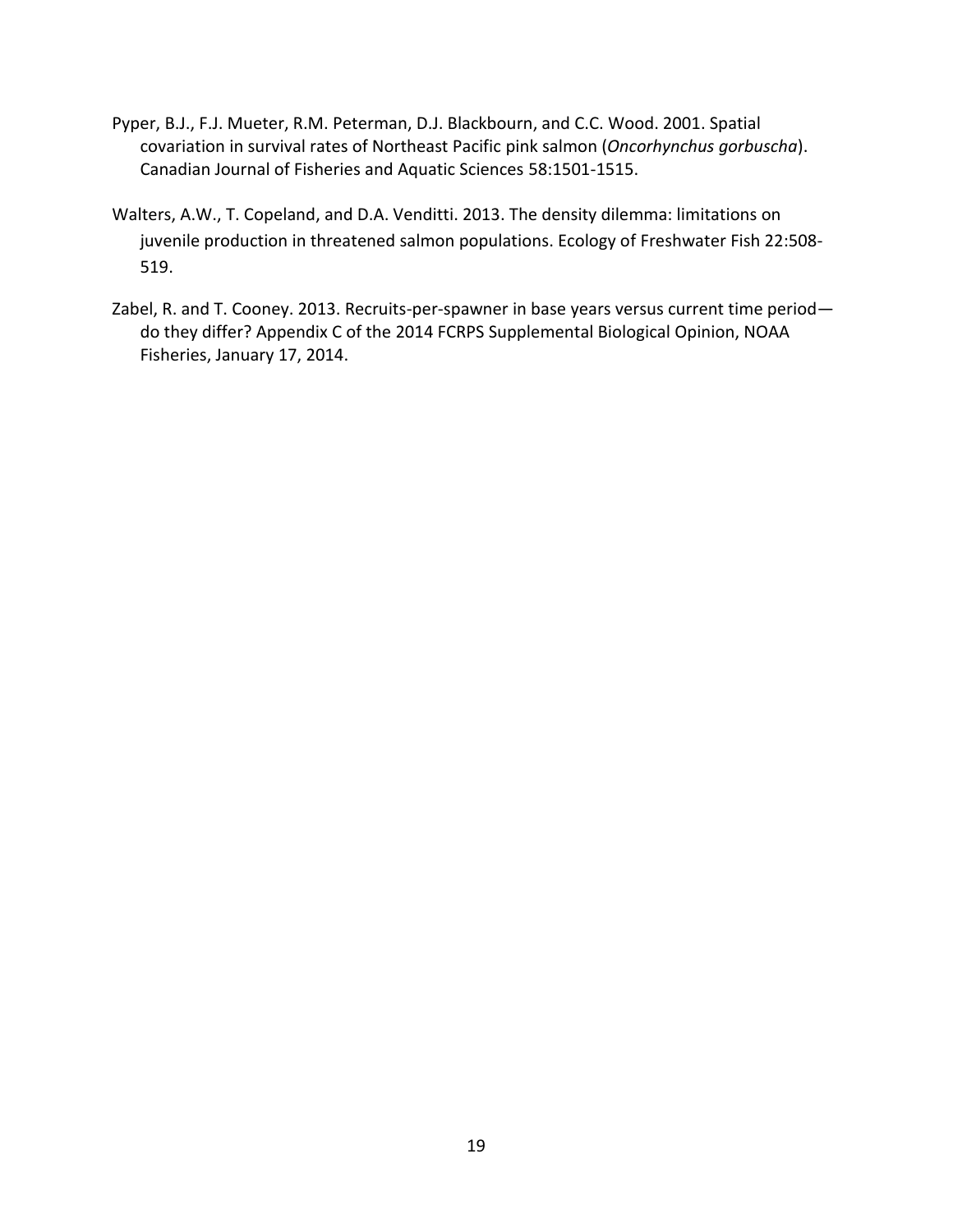Pyper, B.J., F.J. Mueter, R.M. Peterman, D.J. Blackbourn, and C.C. Wood. 2001. Spatial covariation in survival rates of Northeast Pacific pink salmon (*Oncorhynchus gorbuscha*). Canadian Journal of Fisheries and Aquatic Sciences 58:1501-1515.

Walters, A.W., T. Copeland, and D.A. Venditti. 2013. The density dilemma: limitations on juvenile production in threatened salmon populations. Ecology of Freshwater Fish 22:508-519.

Zabel, R. and T. Cooney. 2013. Recruits-per-spawner in base years versus current time period—do they differ? Appendix C of the 2014 FCRPS Supplemental Biological Opinion, NOAA Fisheries, January 17, 2014.